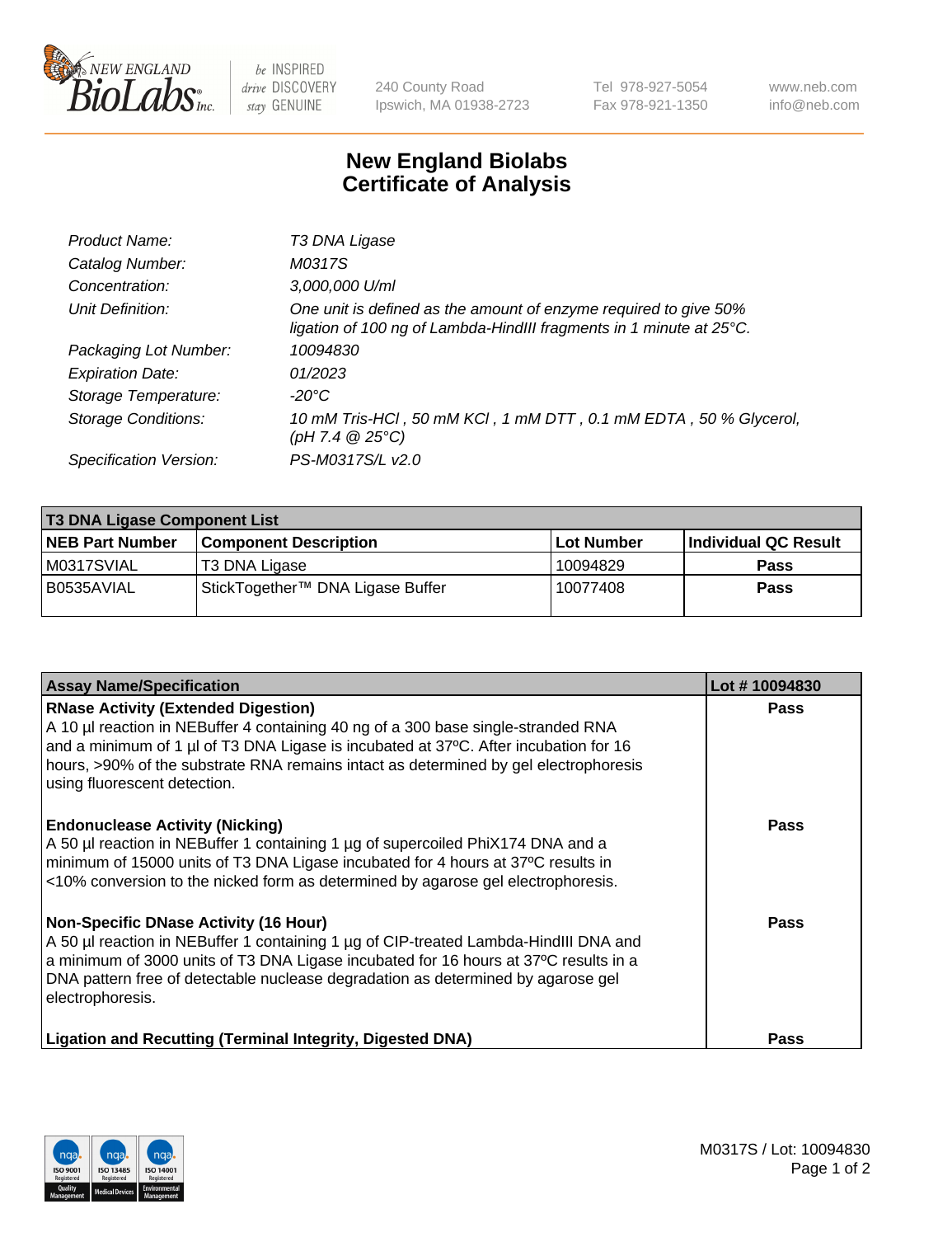# New England Biolabs Certificate of Analysis

| | |
|---|---|
| *Product Name:* | *T3 DNA Ligase* |
| *Catalog Number:* | *M0317S* |
| *Concentration:* | *3,000,000 U/ml* |
| *Unit Definition:* | *One unit is defined as the amount of enzyme required to give 50% ligation of 100 ng of Lambda-HindIII fragments in 1 minute at 25°C.* |
| *Packaging Lot Number:* | *10094830* |
| *Expiration Date:* | *01/2023* |
| *Storage Temperature:* | *-20°C* |
| *Storage Conditions:* | *10 mM Tris-HCl , 50 mM KCl , 1 mM DTT , 0.1 mM EDTA , 50 % Glycerol, (pH 7.4 @ 25°C)* |
| *Specification Version:* | *PS-M0317S/L v2.0* |

| **T3 DNA Ligase Component List** | | | |
|---|---|---|---|
| **NEB Part Number** | **Component Description** | **Lot Number** | **Individual QC Result** |
| M0317SVIAL | T3 DNA Ligase | 10094829 | **Pass** |
| B0535AVIAL | StickTogether™ DNA Ligase Buffer | 10077408 | **Pass** |

| **Assay Name/Specification** | **Lot # 10094830** |
|---|---|
| **RNase Activity (Extended Digestion)** A 10 µl reaction in NEBuffer 4 containing 40 ng of a 300 base single-stranded RNA and a minimum of 1 µl of T3 DNA Ligase is incubated at 37ºC. After incubation for 16 hours, >90% of the substrate RNA remains intact as determined by gel electrophoresis using fluorescent detection. | **Pass** |
| **Endonuclease Activity (Nicking)** A 50 µl reaction in NEBuffer 1 containing 1 µg of supercoiled PhiX174 DNA and a minimum of 15000 units of T3 DNA Ligase incubated for 4 hours at 37ºC results in <10% conversion to the nicked form as determined by agarose gel electrophoresis. | **Pass** |
| **Non-Specific DNase Activity (16 Hour)** A 50 µl reaction in NEBuffer 1 containing 1 µg of CIP-treated Lambda-HindIII DNA and a minimum of 3000 units of T3 DNA Ligase incubated for 16 hours at 37ºC results in a DNA pattern free of detectable nuclease degradation as determined by agarose gel electrophoresis. | **Pass** |
| **Ligation and Recutting (Terminal Integrity, Digested DNA)** | **Pass** |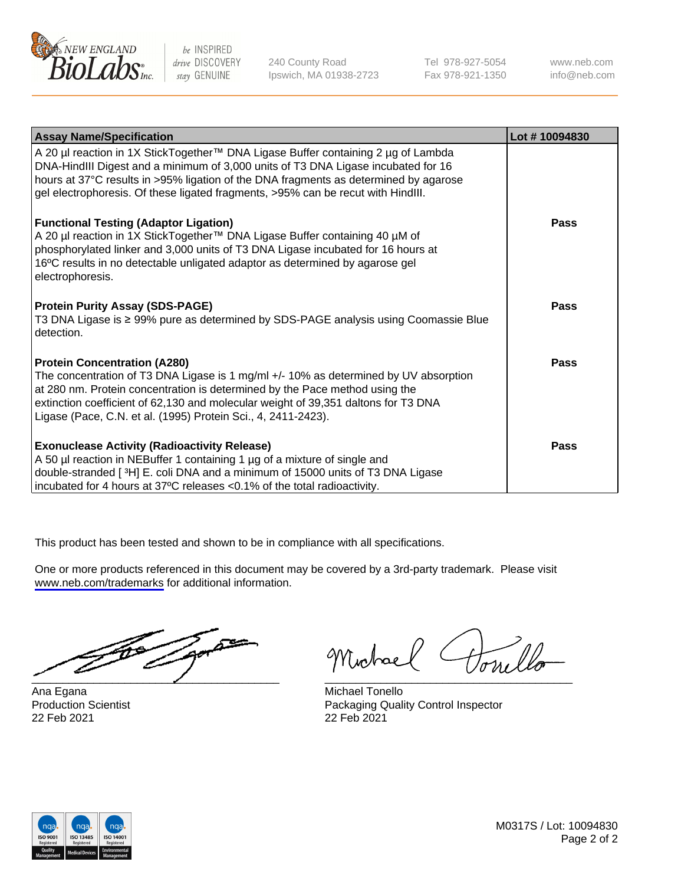| Assay Name/Specification | Lot # 10094830 |
| --- | --- |
| A 20 µl reaction in 1X StickTogether™ DNA Ligase Buffer containing 2 µg of Lambda DNA-HindIII Digest and a minimum of 3,000 units of T3 DNA Ligase incubated for 16 hours at 37°C results in >95% ligation of the DNA fragments as determined by agarose gel electrophoresis. Of these ligated fragments, >95% can be recut with HindIII. | |
| **Functional Testing (Adaptor Ligation)** A 20 µl reaction in 1X StickTogether™ DNA Ligase Buffer containing 40 µM of phosphorylated linker and 3,000 units of T3 DNA Ligase incubated for 16 hours at 16ºC results in no detectable unligated adaptor as determined by agarose gel electrophoresis. | **Pass** |
| **Protein Purity Assay (SDS-PAGE)** T3 DNA Ligase is ≥ 99% pure as determined by SDS-PAGE analysis using Coomassie Blue detection. | **Pass** |
| **Protein Concentration (A280)** The concentration of T3 DNA Ligase is 1 mg/ml +/- 10% as determined by UV absorption at 280 nm. Protein concentration is determined by the Pace method using the extinction coefficient of 62,130 and molecular weight of 39,351 daltons for T3 DNA Ligase (Pace, C.N. et al. (1995) Protein Sci., 4, 2411-2423). | **Pass** |
| **Exonuclease Activity (Radioactivity Release)** A 50 µl reaction in NEBuffer 1 containing 1 µg of a mixture of single and double-stranded [ $^{3}$H] E. coli DNA and a minimum of 15000 units of T3 DNA Ligase incubated for 4 hours at 37ºC releases <0.1% of the total radioactivity. | **Pass** |

This product has been tested and shown to be in compliance with all specifications.

One or more products referenced in this document may be covered by a 3rd-party trademark. Please visit www.neb.com/trademarks for additional information.

Ana Egana
Production Scientist
22 Feb 2021

Michael Tonello
Packaging Quality Control Inspector
22 Feb 2021

M0317S / Lot: 10094830